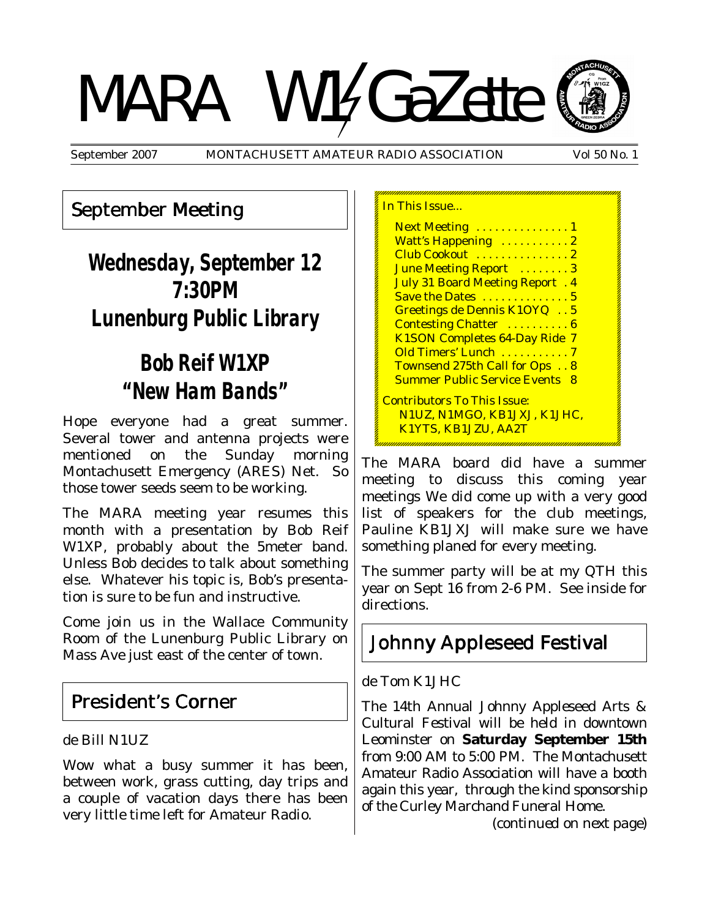# MARA W1GaZette

September 2007 — MONTACHUSETT AMATEUR RADIO ASSOCIATION — Vol 50 No. 1

## September Meeting

**Wednesday, September 12**
**7:30PM**
**Lunenburg Public Library**

**Bob Reif W1XP**
**"New Ham Bands"**

Hope everyone had a great summer. Several tower and antenna projects were mentioned on the Sunday morning Montachusett Emergency (ARES) Net. So those tower seeds seem to be working.

The MARA meeting year resumes this month with a presentation by Bob Reif W1XP, probably about the 5meter band. Unless Bob decides to talk about something else. Whatever his topic is, Bob's presentation is sure to be fun and instructive.

Come join us in the Wallace Community Room of the Lunenburg Public Library on Mass Ave just east of the center of town.

## President's Corner

de Bill N1UZ

Wow what a busy summer it has been, between work, grass cutting, day trips and a couple of vacation days there has been very little time left for Amateur Radio.

The MARA board did have a summer meeting to discuss this coming year meetings We did come up with a very good list of speakers for the club meetings, Pauline KB1JXJ will make sure we have something planed for every meeting.

The summer party will be at my QTH this year on Sept 16 from 2-6 PM. See inside for directions.

In This Issue...

- Next Meeting . . . . . . . . . . . . . . 1
- Watt's Happening . . . . . . . . . . 2
- Club Cookout . . . . . . . . . . . . . . 2
- June Meeting Report . . . . . . . . 3
- July 31 Board Meeting Report . 4
- Save the Dates . . . . . . . . . . . . . 5
- Greetings de Dennis K1OYQ . . 5
- Contesting Chatter . . . . . . . . . . 6
- K1SON Completes 64-Day Ride 7
- Old Timers' Lunch . . . . . . . . . . 7
- Townsend 275th Call for Ops . . 8
- Summer Public Service Events 8

Contributors To This Issue:
N1UZ, N1MGO, KB1JXJ, K1JHC, K1YTS, KB1JZU, AA2T

## Johnny Appleseed Festival

de Tom K1JHC

The 14th Annual Johnny Appleseed Arts & Cultural Festival will be held in downtown Leominster on **Saturday September 15th** from 9:00 AM to 5:00 PM. The Montachusett Amateur Radio Association will have a booth again this year, through the kind sponsorship of the Curley Marchand Funeral Home.

*(continued on next page)*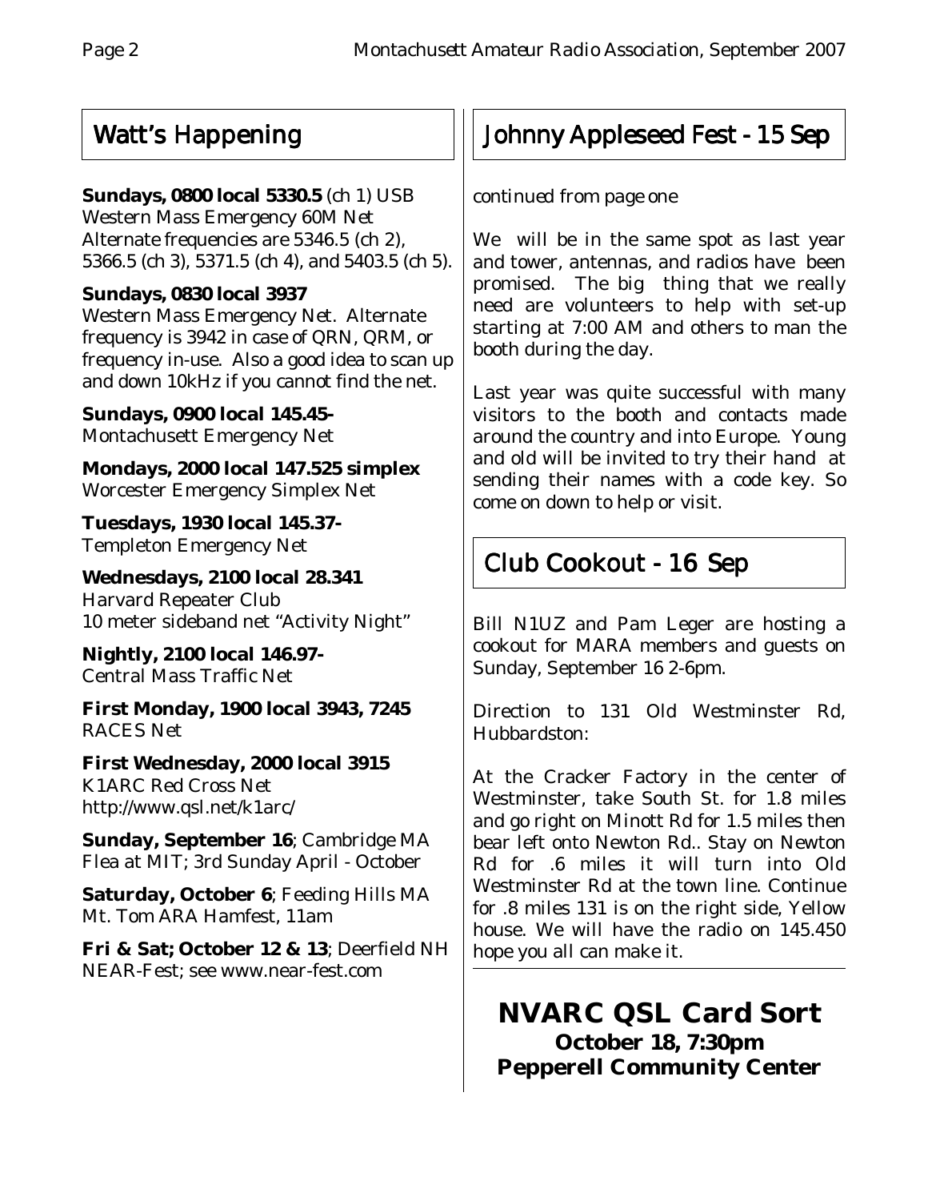## Watt's Happening

**Sundays, 0800 local 5330.5** (ch 1) USB
Western Mass Emergency 60M Net
Alternate frequencies are 5346.5 (ch 2), 5366.5 (ch 3), 5371.5 (ch 4), and 5403.5 (ch 5).

**Sundays, 0830 local 3937**
Western Mass Emergency Net. Alternate frequency is 3942 in case of QRN, QRM, or frequency in-use. Also a good idea to scan up and down 10kHz if you cannot find the net.

**Sundays, 0900 local 145.45-**
Montachusett Emergency Net

**Mondays, 2000 local 147.525 simplex**
Worcester Emergency Simplex Net

**Tuesdays, 1930 local 145.37-**
Templeton Emergency Net

**Wednesdays, 2100 local 28.341**
Harvard Repeater Club
10 meter sideband net "Activity Night"

**Nightly, 2100 local 146.97-**
Central Mass Traffic Net

**First Monday, 1900 local 3943, 7245**
RACES Net

**First Wednesday, 2000 local 3915**
K1ARC Red Cross Net
http://www.qsl.net/k1arc/

**Sunday, September 16**; Cambridge MA
Flea at MIT; 3rd Sunday April - October

**Saturday, October 6**; Feeding Hills MA
Mt. Tom ARA Hamfest, 11am

**Fri & Sat; October 12 & 13**; Deerfield NH
NEAR-Fest; see www.near-fest.com

## Johnny Appleseed Fest - 15 Sep

*continued from page one*

We will be in the same spot as last year and tower, antennas, and radios have been promised. The big thing that we really need are volunteers to help with set-up starting at 7:00 AM and others to man the booth during the day.

Last year was quite successful with many visitors to the booth and contacts made around the country and into Europe. Young and old will be invited to try their hand at sending their names with a code key. So come on down to help or visit.

## Club Cookout - 16 Sep

Bill N1UZ and Pam Leger are hosting a cookout for MARA members and guests on Sunday, September 16 2-6pm.

Direction to 131 Old Westminster Rd, Hubbardston:

At the Cracker Factory in the center of Westminster, take South St. for 1.8 miles and go right on Minott Rd for 1.5 miles then bear left onto Newton Rd.. Stay on Newton Rd for .6 miles it will turn into Old Westminster Rd at the town line. Continue for .8 miles 131 is on the right side, Yellow house. We will have the radio on 145.450 hope you all can make it.

---

## NVARC QSL Card Sort

**October 18, 7:30pm**
**Pepperell Community Center**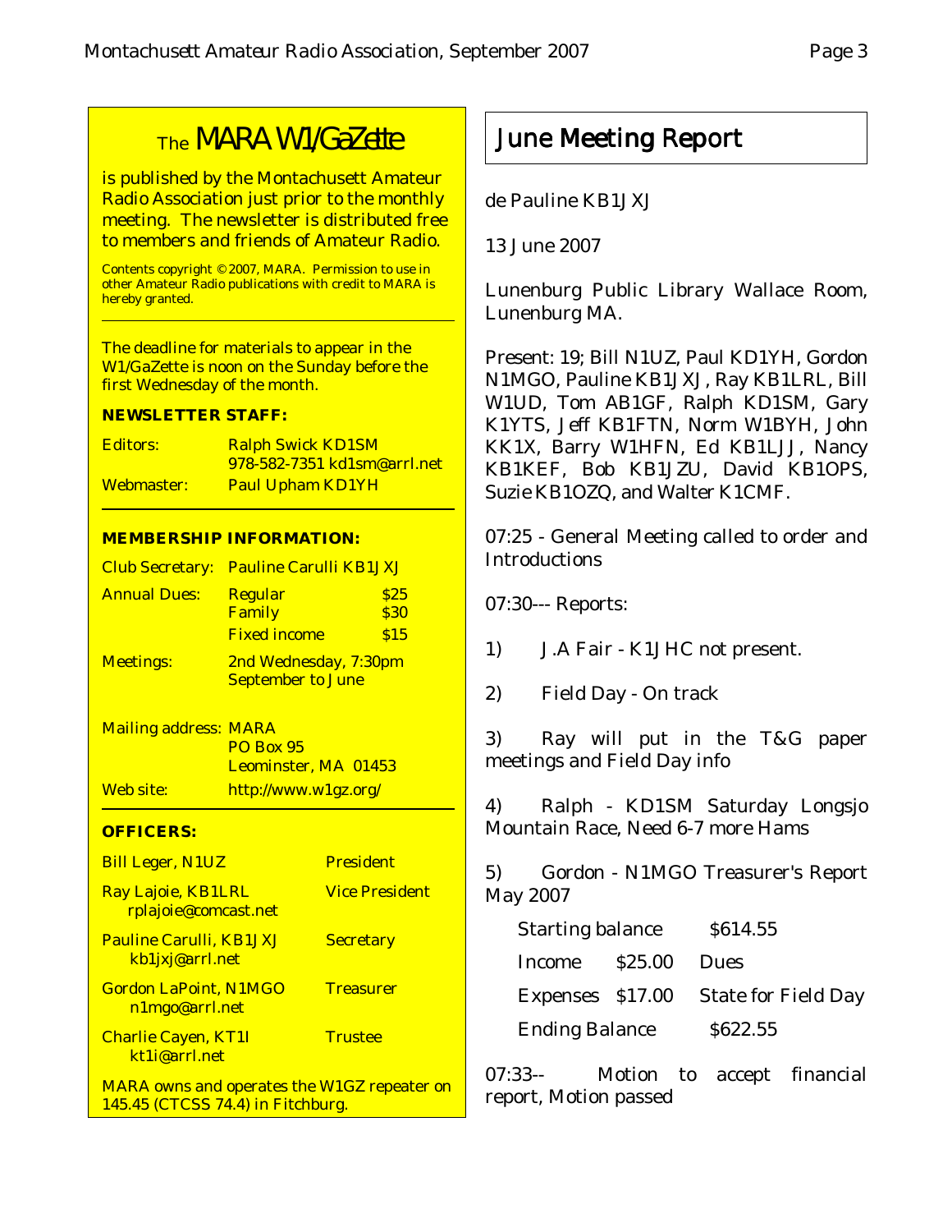# The MARA W1/GaZette

is published by the Montachusett Amateur Radio Association just prior to the monthly meeting. The newsletter is distributed free to members and friends of Amateur Radio.

Contents copyright © 2007, MARA. Permission to use in other Amateur Radio publications with credit to MARA is hereby granted.

The deadline for materials to appear in the W1/GaZette is noon on the Sunday before the first Wednesday of the month.

**NEWSLETTER STAFF:**

| | |
|---|---|
| Editors: | Ralph Swick KD1SM<br>978-582-7351 kd1sm@arrl.net |
| Webmaster: | Paul Upham KD1YH |

**MEMBERSHIP INFORMATION:**

| | | |
|---|---|---|
| Club Secretary: | Pauline Carulli KB1JXJ | |
| Annual Dues: | Regular | $25 |
| | Family | $30 |
| | Fixed income | $15 |
| Meetings: | 2nd Wednesday, 7:30pm<br>September to June | |
| Mailing address: | MARA<br>PO Box 95<br>Leominster, MA 01453 | |
| Web site: | http://www.w1gz.org/ | |

**OFFICERS:**

| | |
|---|---|
| Bill Leger, N1UZ | President |
| Ray Lajoie, KB1LRL<br>rplajoie@comcast.net | Vice President |
| Pauline Carulli, KB1JXJ<br>kb1jxj@arrl.net | Secretary |
| Gordon LaPoint, N1MGO<br>n1mgo@arrl.net | Treasurer |
| Charlie Cayen, KT1I<br>kt1i@arrl.net | Trustee |

MARA owns and operates the W1GZ repeater on 145.45 (CTCSS 74.4) in Fitchburg.

## June Meeting Report

de Pauline KB1JXJ

13 June 2007

Lunenburg Public Library Wallace Room, Lunenburg MA.

Present: 19; Bill N1UZ, Paul KD1YH, Gordon N1MGO, Pauline KB1JXJ, Ray KB1LRL, Bill W1UD, Tom AB1GF, Ralph KD1SM, Gary K1YTS, Jeff KB1FTN, Norm W1BYH, John KK1X, Barry W1HFN, Ed KB1LJJ, Nancy KB1KEF, Bob KB1JZU, David KB1OPS, Suzie KB1OZQ, and Walter K1CMF.

07:25 - General Meeting called to order and Introductions

07:30--- Reports:

1) J.A Fair - K1JHC not present.

2) Field Day - On track

3) Ray will put in the T&G paper meetings and Field Day info

4) Ralph - KD1SM Saturday Longsjo Mountain Race, Need 6-7 more Hams

5) Gordon - N1MGO Treasurer's Report May 2007

| | | |
|---|---|---|
| Starting balance | $614.55 | |
| Income | $25.00 | Dues |
| Expenses | $17.00 | State for Field Day |
| Ending Balance | $622.55 | |

07:33-- Motion to accept financial report, Motion passed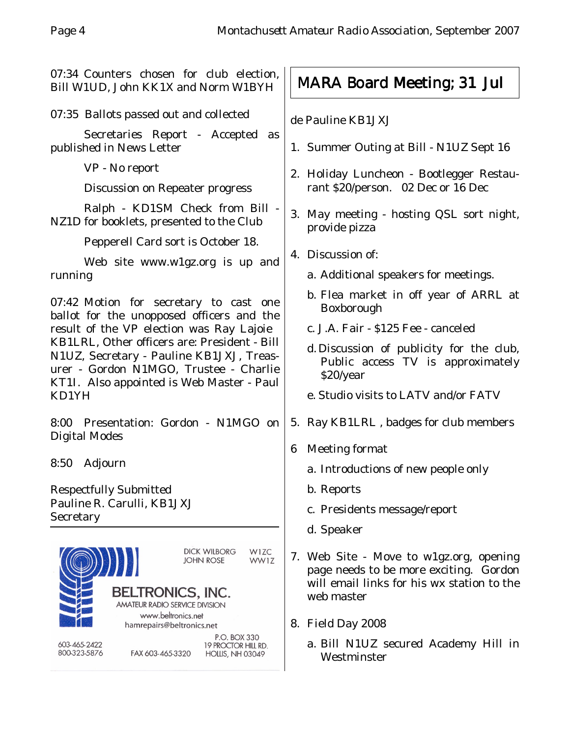07:34 Counters chosen for club election, Bill W1UD, John KK1X and Norm W1BYH

07:35 Ballots passed out and collected

Secretaries Report - Accepted as published in News Letter

VP - No report

Discussion on Repeater progress

Ralph - KD1SM Check from Bill - NZ1D for booklets, presented to the Club

Pepperell Card sort is October 18.

Web site www.w1gz.org is up and running

07:42 Motion for secretary to cast one ballot for the unopposed officers and the result of the VP election was Ray Lajoie KB1LRL, Other officers are: President - Bill N1UZ, Secretary - Pauline KB1JXJ, Treasurer - Gordon N1MGO, Trustee - Charlie KT1I. Also appointed is Web Master - Paul KD1YH

8:00 Presentation: Gordon - N1MGO on Digital Modes

8:50 Adjourn

Respectfully Submitted
Pauline R. Carulli, KB1JXJ
Secretary

---

DICK WILBORG W1ZC
JOHN ROSE WW1Z

BELTRONICS, INC.
AMATEUR RADIO SERVICE DIVISION
www.beltronics.net
hamrepairs@beltronics.net

603-465-2422
800-323-5876
FAX 603-465-3320
P.O. BOX 330
19 PROCTOR HILL RD.
HOLLIS, NH 03049

## MARA Board Meeting; 31 Jul

de Pauline KB1JXJ

1. Summer Outing at Bill - N1UZ Sept 16
2. Holiday Luncheon - Bootlegger Restaurant $20/person. 02 Dec or 16 Dec
3. May meeting - hosting QSL sort night, provide pizza
4. Discussion of:
   a. Additional speakers for meetings.
   b. Flea market in off year of ARRL at Boxborough
   c. J.A. Fair - $125 Fee - canceled
   d. Discussion of publicity for the club, Public access TV is approximately $20/year
   e. Studio visits to LATV and/or FATV
5. Ray KB1LRL , badges for club members
6. Meeting format
   a. Introductions of new people only
   b. Reports
   c. Presidents message/report
   d. Speaker
7. Web Site - Move to w1gz.org, opening page needs to be more exciting. Gordon will email links for his wx station to the web master
8. Field Day 2008
   a. Bill N1UZ secured Academy Hill in Westminster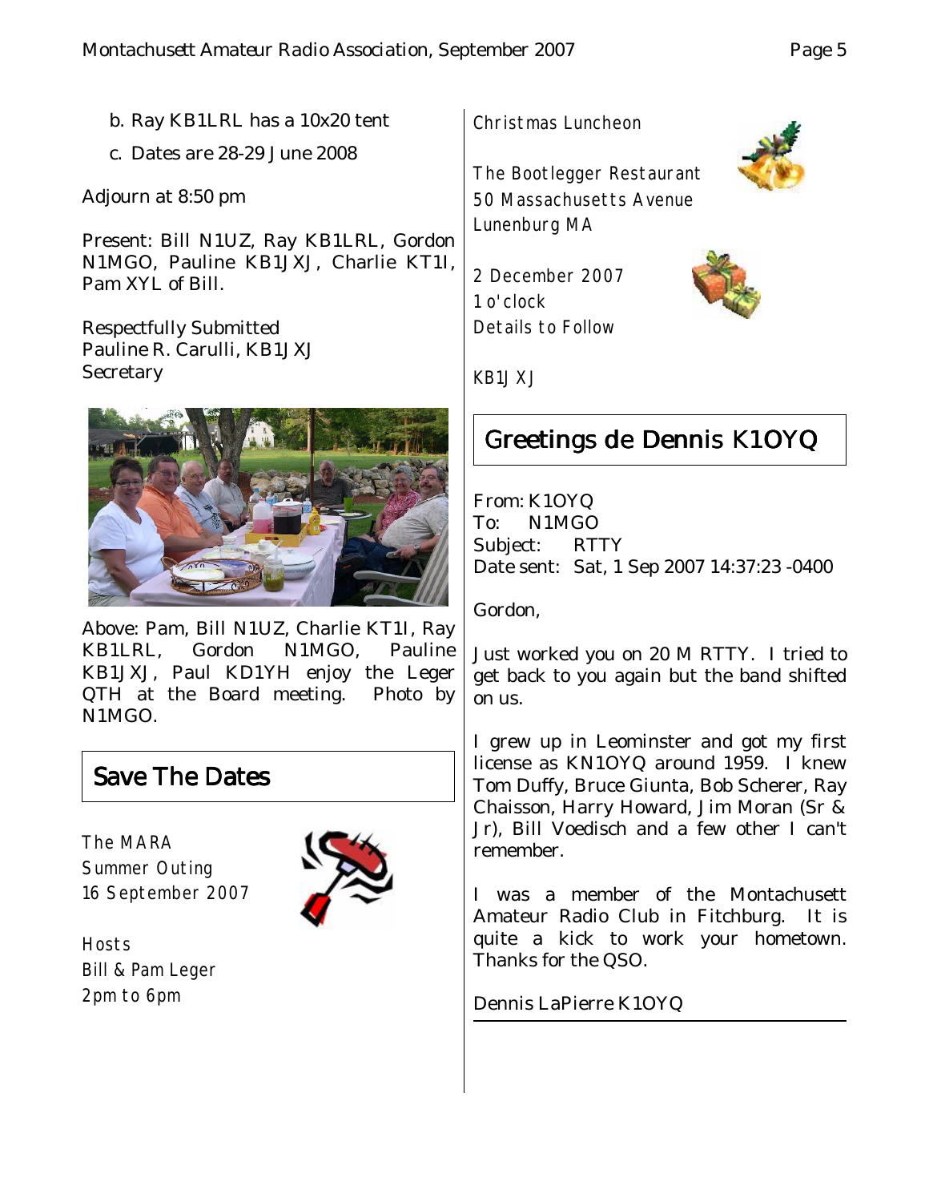b. Ray KB1LRL has a 10x20 tent

c. Dates are 28-29 June 2008

Adjourn at 8:50 pm

Present: Bill N1UZ, Ray KB1LRL, Gordon N1MGO, Pauline KB1JXJ, Charlie KT1I, Pam XYL of Bill.

Respectfully Submitted
Pauline R. Carulli, KB1JXJ
Secretary

Above: Pam, Bill N1UZ, Charlie KT1I, Ray KB1LRL, Gordon N1MGO, Pauline KB1JXJ, Paul KD1YH enjoy the Leger QTH at the Board meeting. Photo by N1MGO.

## Save The Dates

The MARA
Summer Outing
16 September 2007

Hosts
Bill & Pam Leger
2pm to 6pm

Christmas Luncheon

The Bootlegger Restaurant
50 Massachusetts Avenue
Lunenburg MA

2 December 2007
1 o'clock
Details to Follow

KB1JXJ

## Greetings de Dennis K1OYQ

From: K1OYQ
To: N1MGO
Subject: RTTY
Date sent: Sat, 1 Sep 2007 14:37:23 -0400

Gordon,

Just worked you on 20 M RTTY. I tried to get back to you again but the band shifted on us.

I grew up in Leominster and got my first license as KN1OYQ around 1959. I knew Tom Duffy, Bruce Giunta, Bob Scherer, Ray Chaisson, Harry Howard, Jim Moran (Sr & Jr), Bill Voedisch and a few other I can't remember.

I was a member of the Montachusett Amateur Radio Club in Fitchburg. It is quite a kick to work your hometown. Thanks for the QSO.

Dennis LaPierre K1OYQ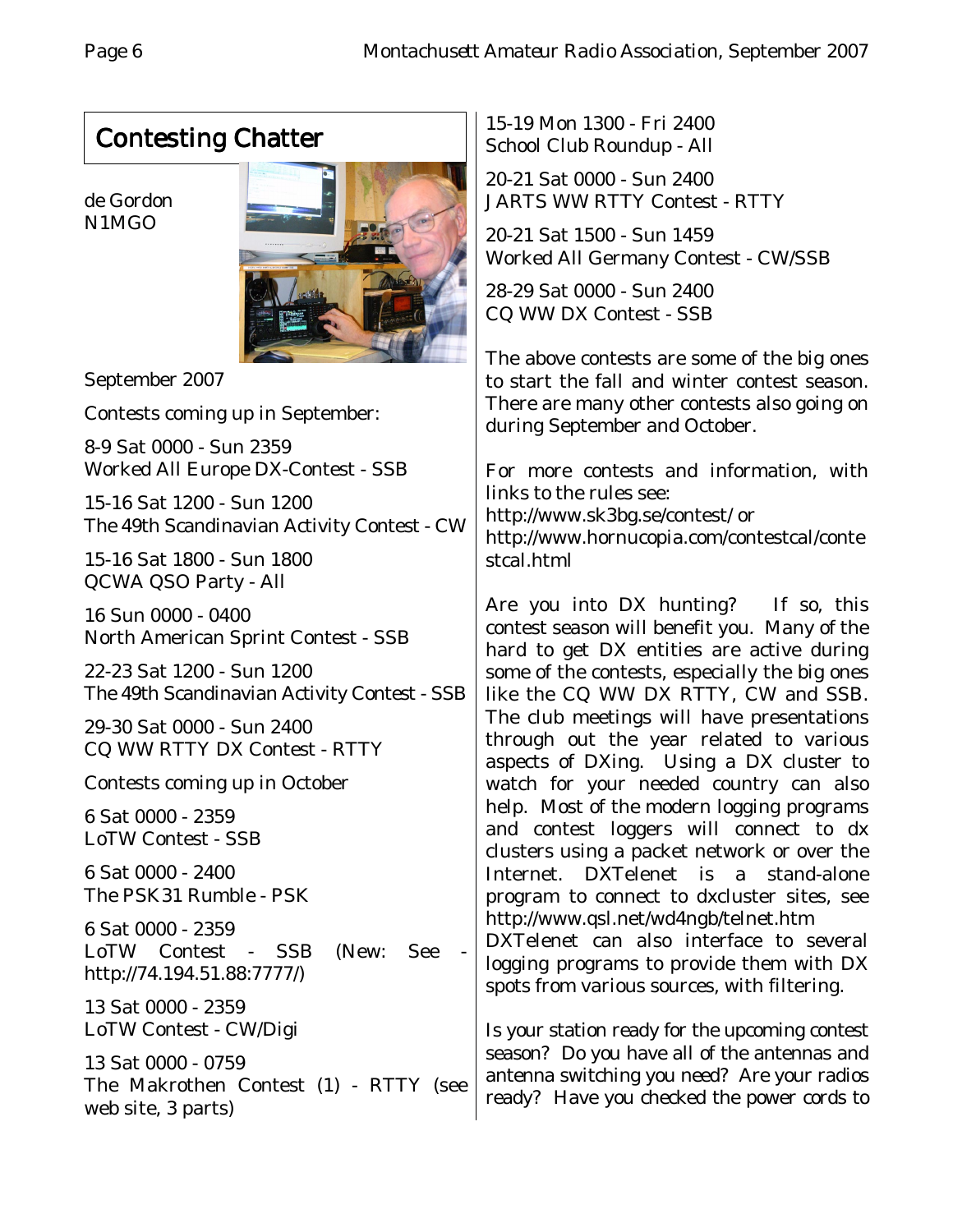## Contesting Chatter

de Gordon
N1MGO

September 2007

Contests coming up in September:

8-9 Sat 0000 - Sun 2359
Worked All Europe DX-Contest - SSB

15-16 Sat 1200 - Sun 1200
The 49th Scandinavian Activity Contest - CW

15-16 Sat 1800 - Sun 1800
QCWA QSO Party - All

16 Sun 0000 - 0400
North American Sprint Contest - SSB

22-23 Sat 1200 - Sun 1200
The 49th Scandinavian Activity Contest - SSB

29-30 Sat 0000 - Sun 2400
CQ WW RTTY DX Contest - RTTY

Contests coming up in October

6 Sat 0000 - 2359
LoTW Contest - SSB

6 Sat 0000 - 2400
The PSK31 Rumble - PSK

6 Sat 0000 - 2359
LoTW Contest - SSB (New: See - http://74.194.51.88:7777/)

13 Sat 0000 - 2359
LoTW Contest - CW/Digi

13 Sat 0000 - 0759
The Makrothen Contest (1) - RTTY (see web site, 3 parts)

15-19 Mon 1300 - Fri 2400
School Club Roundup - All

20-21 Sat 0000 - Sun 2400
JARTS WW RTTY Contest - RTTY

20-21 Sat 1500 - Sun 1459
Worked All Germany Contest - CW/SSB

28-29 Sat 0000 - Sun 2400
CQ WW DX Contest - SSB

The above contests are some of the big ones to start the fall and winter contest season. There are many other contests also going on during September and October.

For more contests and information, with links to the rules see:
http://www.sk3bg.se/contest/ or
http://www.hornucopia.com/contestcal/contestcal.html

Are you into DX hunting? If so, this contest season will benefit you. Many of the hard to get DX entities are active during some of the contests, especially the big ones like the CQ WW DX RTTY, CW and SSB. The club meetings will have presentations through out the year related to various aspects of DXing. Using a DX cluster to watch for your needed country can also help. Most of the modern logging programs and contest loggers will connect to dx clusters using a packet network or over the Internet. DXTelenet is a stand-alone program to connect to dxcluster sites, see http://www.qsl.net/wd4ngb/telnet.htm
DXTelenet can also interface to several logging programs to provide them with DX spots from various sources, with filtering.

Is your station ready for the upcoming contest season? Do you have all of the antennas and antenna switching you need? Are your radios ready? Have you checked the power cords to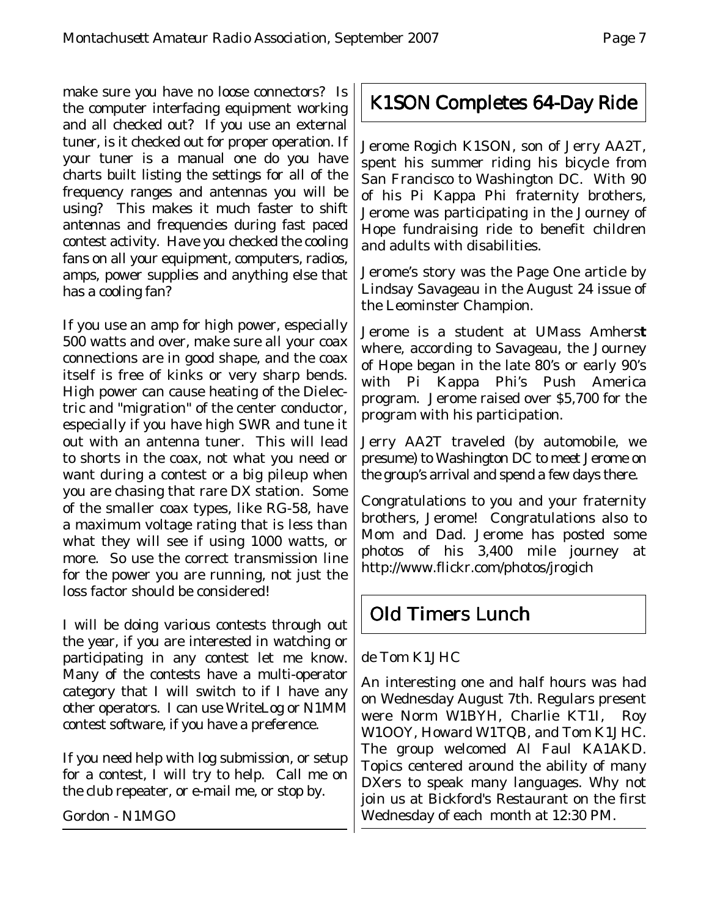make sure you have no loose connectors? Is the computer interfacing equipment working and all checked out? If you use an external tuner, is it checked out for proper operation. If your tuner is a manual one do you have charts built listing the settings for all of the frequency ranges and antennas you will be using? This makes it much faster to shift antennas and frequencies during fast paced contest activity. Have you checked the cooling fans on all your equipment, computers, radios, amps, power supplies and anything else that has a cooling fan?

If you use an amp for high power, especially 500 watts and over, make sure all your coax connections are in good shape, and the coax itself is free of kinks or very sharp bends. High power can cause heating of the Dielectric and "migration" of the center conductor, especially if you have high SWR and tune it out with an antenna tuner. This will lead to shorts in the coax, not what you need or want during a contest or a big pileup when you are chasing that rare DX station. Some of the smaller coax types, like RG-58, have a maximum voltage rating that is less than what they will see if using 1000 watts, or more. So use the correct transmission line for the power you are running, not just the loss factor should be considered!

I will be doing various contests through out the year, if you are interested in watching or participating in any contest let me know. Many of the contests have a multi-operator category that I will switch to if I have any other operators. I can use WriteLog or N1MM contest software, if you have a preference.

If you need help with log submission, or setup for a contest, I will try to help. Call me on the club repeater, or e-mail me, or stop by.

Gordon - N1MGO

## K1SON Completes 64-Day Ride

Jerome Rogich K1SON, son of Jerry AA2T, spent his summer riding his bicycle from San Francisco to Washington DC. With 90 of his Pi Kappa Phi fraternity brothers, Jerome was participating in the Journey of Hope fundraising ride to benefit children and adults with disabilities.

Jerome's story was the Page One article by Lindsay Savageau in the August 24 issue of the Leominster Champion.

Jerome is a student at UMass Amherst where, according to Savageau, the Journey of Hope began in the late 80's or early 90's with Pi Kappa Phi's Push America program. Jerome raised over $5,700 for the program with his participation.

Jerry AA2T traveled (by automobile, we presume) to Washington DC to meet Jerome on the group's arrival and spend a few days there.

Congratulations to you and your fraternity brothers, Jerome! Congratulations also to Mom and Dad. Jerome has posted some photos of his 3,400 mile journey at http://www.flickr.com/photos/jrogich

## Old Timers Lunch

de Tom K1JHC

An interesting one and half hours was had on Wednesday August 7th. Regulars present were Norm W1BYH, Charlie KT1I, Roy W1OOY, Howard W1TQB, and Tom K1JHC. The group welcomed Al Faul KA1AKD. Topics centered around the ability of many DXers to speak many languages. Why not join us at Bickford's Restaurant on the first Wednesday of each month at 12:30 PM.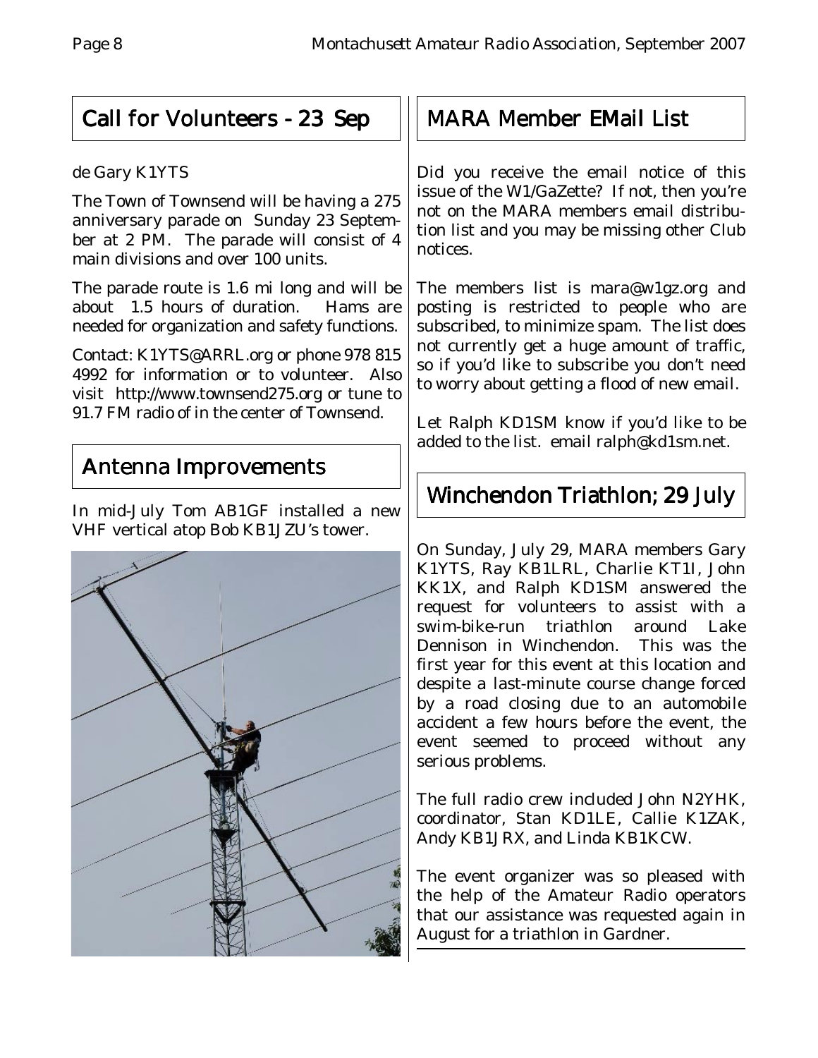## Call for Volunteers - 23 Sep

de Gary K1YTS

The Town of Townsend will be having a 275 anniversary parade on Sunday 23 September at 2 PM. The parade will consist of 4 main divisions and over 100 units.

The parade route is 1.6 mi long and will be about 1.5 hours of duration. Hams are needed for organization and safety functions.

Contact: K1YTS@ARRL.org or phone 978 815 4992 for information or to volunteer. Also visit http://www.townsend275.org or tune to 91.7 FM radio of in the center of Townsend.

## Antenna Improvements

In mid-July Tom AB1GF installed a new VHF vertical atop Bob KB1JZU's tower.

## MARA Member EMail List

Did you receive the email notice of this issue of the W1/GaZette? If not, then you're not on the MARA members email distribution list and you may be missing other Club notices.

The members list is mara@w1gz.org and posting is restricted to people who are subscribed, to minimize spam. The list does not currently get a huge amount of traffic, so if you'd like to subscribe you don't need to worry about getting a flood of new email.

Let Ralph KD1SM know if you'd like to be added to the list. email ralph@kd1sm.net.

## Winchendon Triathlon; 29 July

On Sunday, July 29, MARA members Gary K1YTS, Ray KB1LRL, Charlie KT1I, John KK1X, and Ralph KD1SM answered the request for volunteers to assist with a swim-bike-run triathlon around Lake Dennison in Winchendon. This was the first year for this event at this location and despite a last-minute course change forced by a road closing due to an automobile accident a few hours before the event, the event seemed to proceed without any serious problems.

The full radio crew included John N2YHK, coordinator, Stan KD1LE, Callie K1ZAK, Andy KB1JRX, and Linda KB1KCW.

The event organizer was so pleased with the help of the Amateur Radio operators that our assistance was requested again in August for a triathlon in Gardner.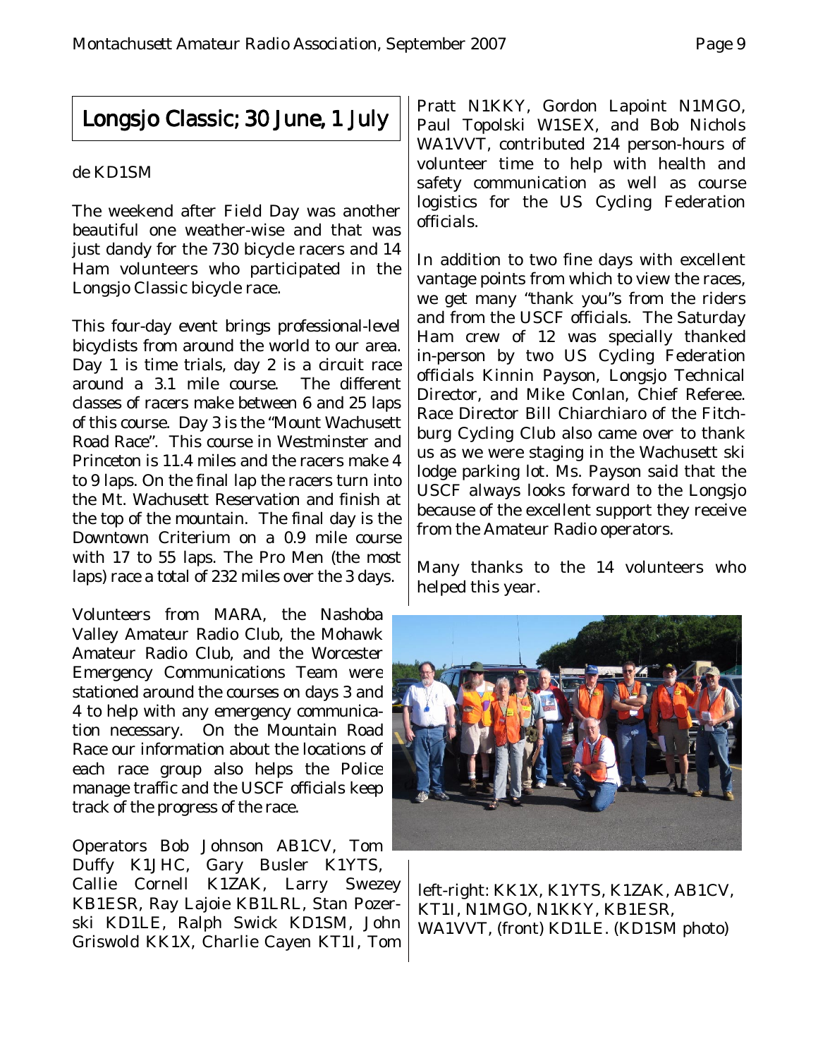## Longsjo Classic; 30 June, 1 July

de KD1SM

The weekend after Field Day was another beautiful one weather-wise and that was just dandy for the 730 bicycle racers and 14 Ham volunteers who participated in the Longsjo Classic bicycle race.

This four-day event brings professional-level bicyclists from around the world to our area. Day 1 is time trials, day 2 is a circuit race around a 3.1 mile course. The different classes of racers make between 6 and 25 laps of this course. Day 3 is the "Mount Wachusett Road Race". This course in Westminster and Princeton is 11.4 miles and the racers make 4 to 9 laps. On the final lap the racers turn into the Mt. Wachusett Reservation and finish at the top of the mountain. The final day is the Downtown Criterium on a 0.9 mile course with 17 to 55 laps. The Pro Men (the most laps) race a total of 232 miles over the 3 days.

Volunteers from MARA, the Nashoba Valley Amateur Radio Club, the Mohawk Amateur Radio Club, and the Worcester Emergency Communications Team were stationed around the courses on days 3 and 4 to help with any emergency communication necessary. On the Mountain Road Race our information about the locations of each race group also helps the Police manage traffic and the USCF officials keep track of the progress of the race.

Operators Bob Johnson AB1CV, Tom Duffy K1JHC, Gary Busler K1YTS, Callie Cornell K1ZAK, Larry Swezey KB1ESR, Ray Lajoie KB1LRL, Stan Pozerski KD1LE, Ralph Swick KD1SM, John Griswold KK1X, Charlie Cayen KT1I, Tom Pratt N1KKY, Gordon Lapoint N1MGO, Paul Topolski W1SEX, and Bob Nichols WA1VVT, contributed 214 person-hours of volunteer time to help with health and safety communication as well as course logistics for the US Cycling Federation officials.

In addition to two fine days with excellent vantage points from which to view the races, we get many "thank you"s from the riders and from the USCF officials. The Saturday Ham crew of 12 was specially thanked in-person by two US Cycling Federation officials Kinnin Payson, Longsjo Technical Director, and Mike Conlan, Chief Referee. Race Director Bill Chiarchiaro of the Fitchburg Cycling Club also came over to thank us as we were staging in the Wachusett ski lodge parking lot. Ms. Payson said that the USCF always looks forward to the Longsjo because of the excellent support they receive from the Amateur Radio operators.

Many thanks to the 14 volunteers who helped this year.

left-right: KK1X, K1YTS, K1ZAK, AB1CV, KT1I, N1MGO, N1KKY, KB1ESR, WA1VVT, (front) KD1LE. (KD1SM photo)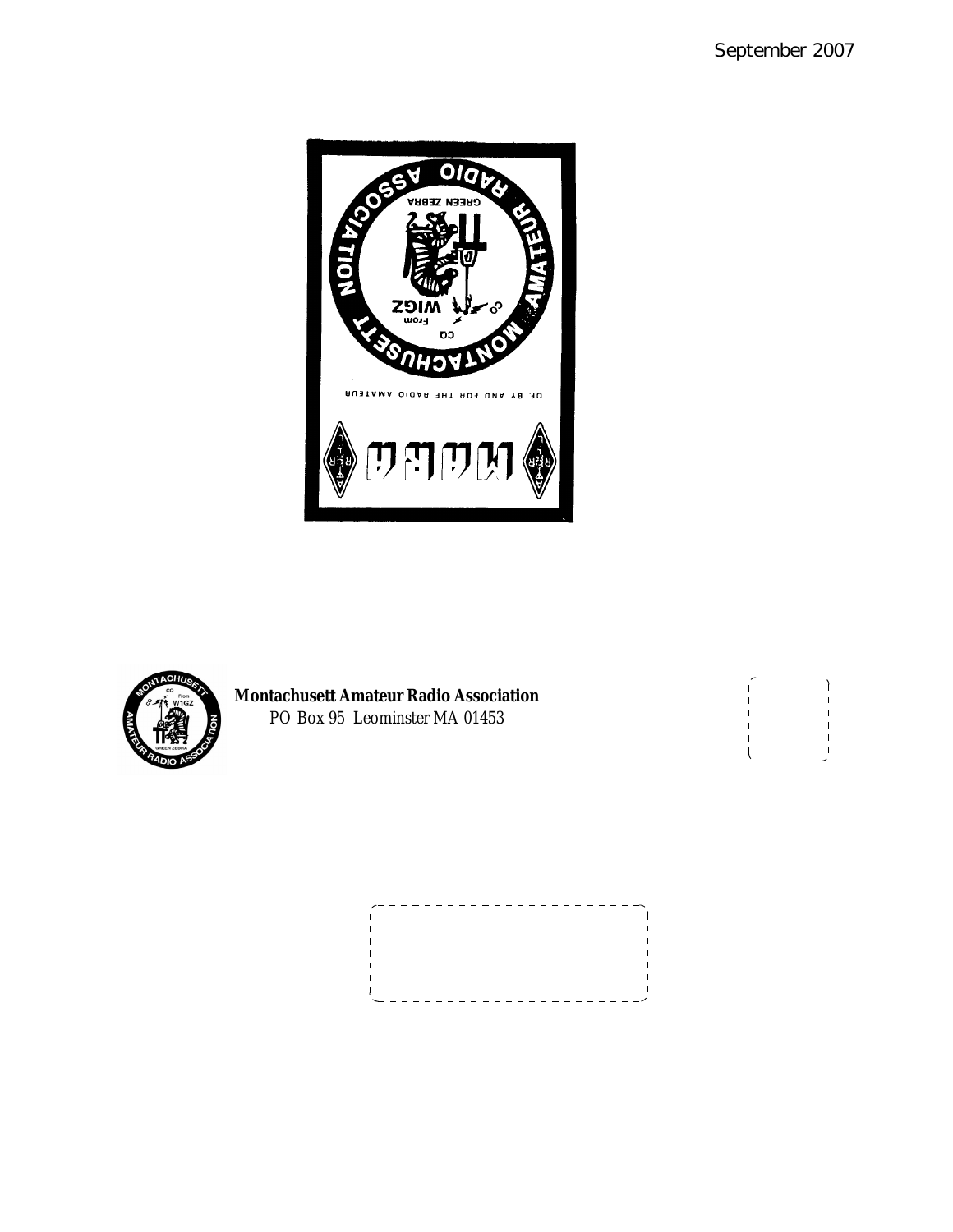September 2007

**Montachusett Amateur Radio Association**
PO Box 95 Leominster MA 01453